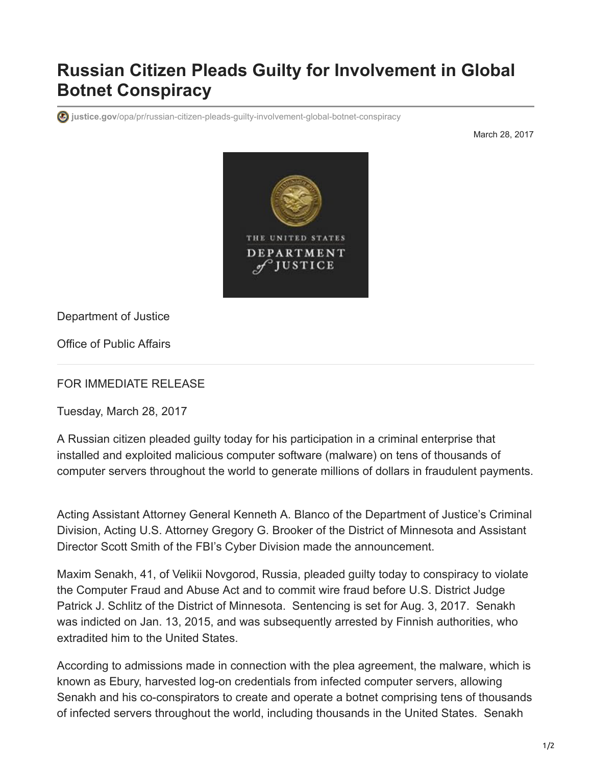# Russian Citizen Pleads Guilty for Involvement in Global Botnet Conspiracy

justice.gov/opa/pr/russian-citizen-pleads-guilty-involvement-global-botnet-conspiracy

March 28, 2017

Department of Justice

Office of Public Affairs

---

FOR IMMEDIATE RELEASE

Tuesday, March 28, 2017

A Russian citizen pleaded guilty today for his participation in a criminal enterprise that installed and exploited malicious computer software (malware) on tens of thousands of computer servers throughout the world to generate millions of dollars in fraudulent payments.

Acting Assistant Attorney General Kenneth A. Blanco of the Department of Justice's Criminal Division, Acting U.S. Attorney Gregory G. Brooker of the District of Minnesota and Assistant Director Scott Smith of the FBI's Cyber Division made the announcement.

Maxim Senakh, 41, of Velikii Novgorod, Russia, pleaded guilty today to conspiracy to violate the Computer Fraud and Abuse Act and to commit wire fraud before U.S. District Judge Patrick J. Schlitz of the District of Minnesota. Sentencing is set for Aug. 3, 2017. Senakh was indicted on Jan. 13, 2015, and was subsequently arrested by Finnish authorities, who extradited him to the United States.

According to admissions made in connection with the plea agreement, the malware, which is known as Ebury, harvested log-on credentials from infected computer servers, allowing Senakh and his co-conspirators to create and operate a botnet comprising tens of thousands of infected servers throughout the world, including thousands in the United States. Senakh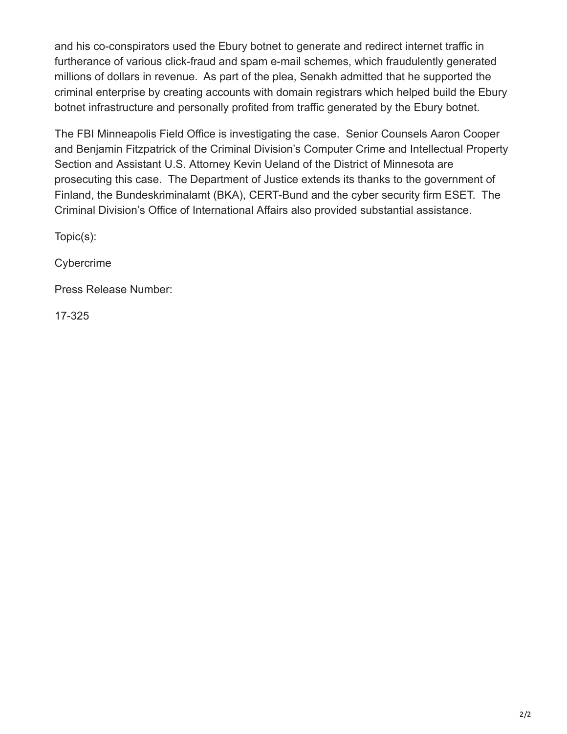and his co-conspirators used the Ebury botnet to generate and redirect internet traffic in furtherance of various click-fraud and spam e-mail schemes, which fraudulently generated millions of dollars in revenue. As part of the plea, Senakh admitted that he supported the criminal enterprise by creating accounts with domain registrars which helped build the Ebury botnet infrastructure and personally profited from traffic generated by the Ebury botnet.

The FBI Minneapolis Field Office is investigating the case. Senior Counsels Aaron Cooper and Benjamin Fitzpatrick of the Criminal Division's Computer Crime and Intellectual Property Section and Assistant U.S. Attorney Kevin Ueland of the District of Minnesota are prosecuting this case. The Department of Justice extends its thanks to the government of Finland, the Bundeskriminalamt (BKA), CERT-Bund and the cyber security firm ESET. The Criminal Division's Office of International Affairs also provided substantial assistance.

Topic(s):

Cybercrime

Press Release Number:

17-325